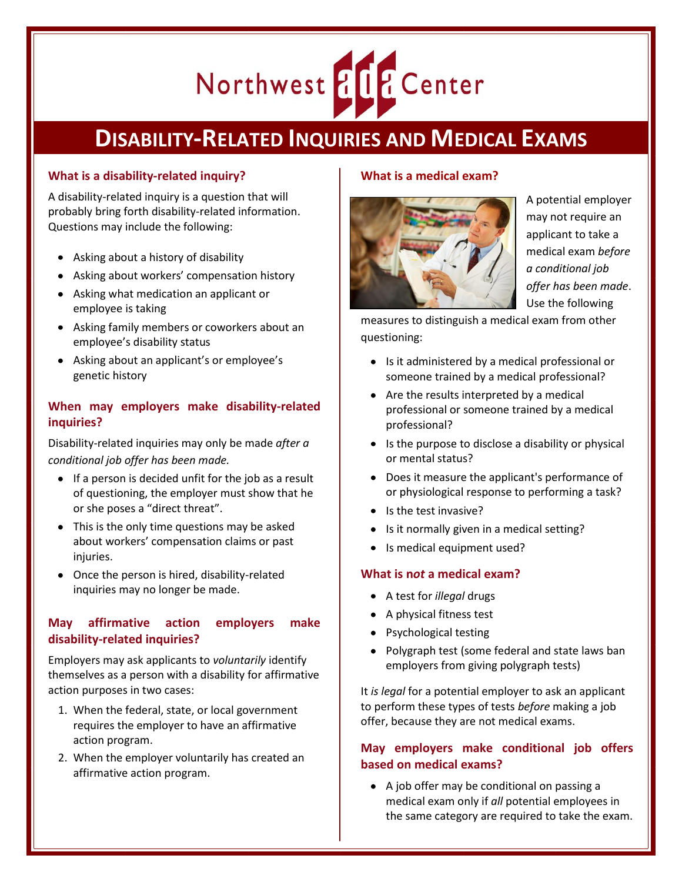Northwest ADA Center

# Disability-Related Inquiries and Medical Exams

## What is a disability-related inquiry?

A disability-related inquiry is a question that will probably bring forth disability-related information. Questions may include the following:

- Asking about a history of disability
- Asking about workers' compensation history
- Asking what medication an applicant or employee is taking
- Asking family members or coworkers about an employee's disability status
- Asking about an applicant's or employee's genetic history

## When may employers make disability-related inquiries?

Disability-related inquiries may only be made *after a conditional job offer has been made.*

- If a person is decided unfit for the job as a result of questioning, the employer must show that he or she poses a "direct threat".
- This is the only time questions may be asked about workers' compensation claims or past injuries.
- Once the person is hired, disability-related inquiries may no longer be made.

## May affirmative action employers make disability-related inquiries?

Employers may ask applicants to *voluntarily* identify themselves as a person with a disability for affirmative action purposes in two cases:

1. When the federal, state, or local government requires the employer to have an affirmative action program.
2. When the employer voluntarily has created an affirmative action program.

## What is a medical exam?

A potential employer may not require an applicant to take a medical exam *before a conditional job offer has been made*. Use the following measures to distinguish a medical exam from other questioning:

- Is it administered by a medical professional or someone trained by a medical professional?
- Are the results interpreted by a medical professional or someone trained by a medical professional?
- Is the purpose to disclose a disability or physical or mental status?
- Does it measure the applicant's performance of or physiological response to performing a task?
- Is the test invasive?
- Is it normally given in a medical setting?
- Is medical equipment used?

## What is n*ot* a medical exam?

- A test for *illegal* drugs
- A physical fitness test
- Psychological testing
- Polygraph test (some federal and state laws ban employers from giving polygraph tests)

It *is legal* for a potential employer to ask an applicant to perform these types of tests *before* making a job offer, because they are not medical exams.

## May employers make conditional job offers based on medical exams?

- A job offer may be conditional on passing a medical exam only if *all* potential employees in the same category are required to take the exam.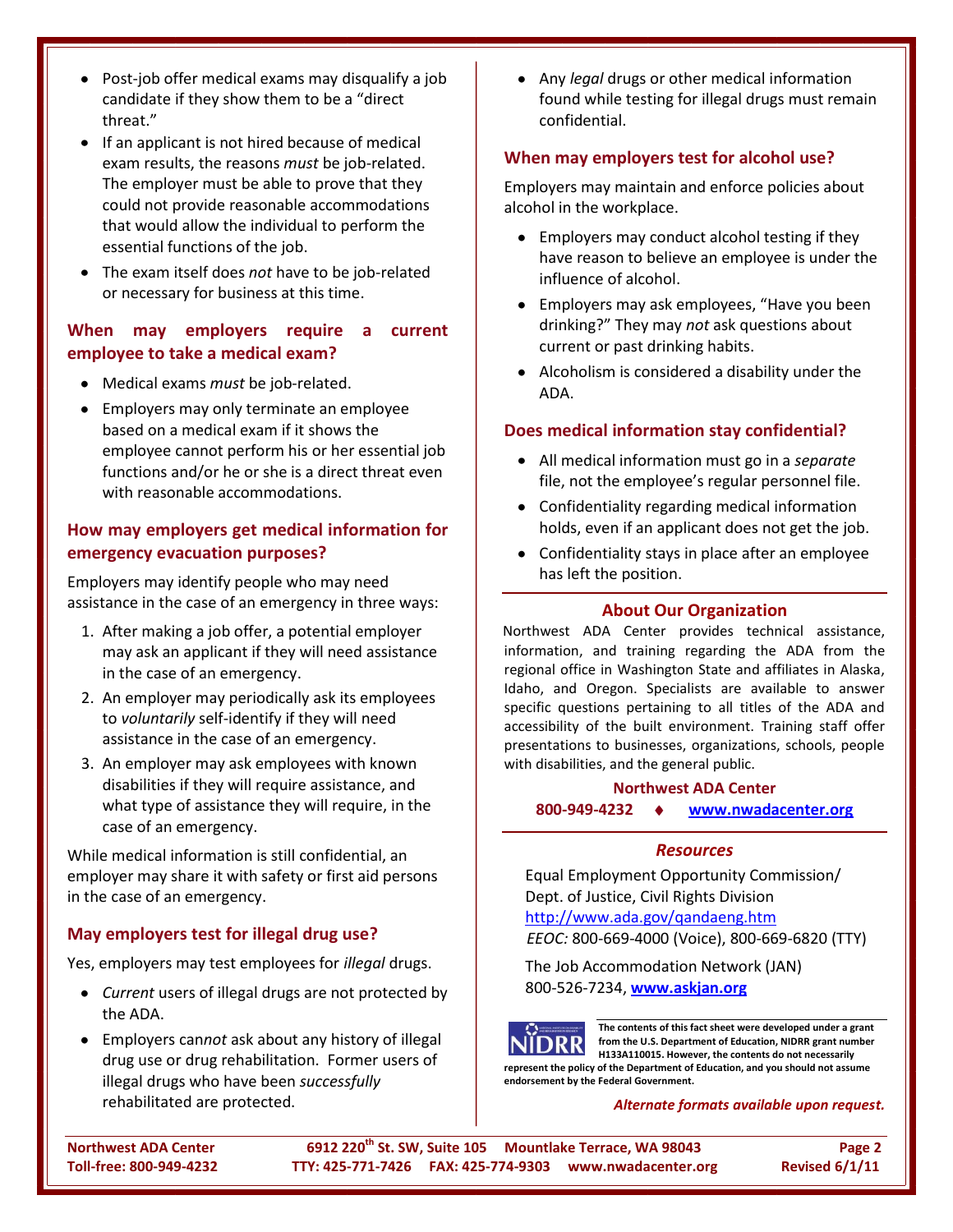- Post-job offer medical exams may disqualify a job candidate if they show them to be a "direct threat."
- If an applicant is not hired because of medical exam results, the reasons *must* be job-related. The employer must be able to prove that they could not provide reasonable accommodations that would allow the individual to perform the essential functions of the job.
- The exam itself does *not* have to be job-related or necessary for business at this time.

### When may employers require a current employee to take a medical exam?

- Medical exams *must* be job-related.
- Employers may only terminate an employee based on a medical exam if it shows the employee cannot perform his or her essential job functions and/or he or she is a direct threat even with reasonable accommodations.

### How may employers get medical information for emergency evacuation purposes?

Employers may identify people who may need assistance in the case of an emergency in three ways:

1. After making a job offer, a potential employer may ask an applicant if they will need assistance in the case of an emergency.
2. An employer may periodically ask its employees to *voluntarily* self-identify if they will need assistance in the case of an emergency.
3. An employer may ask employees with known disabilities if they will require assistance, and what type of assistance they will require, in the case of an emergency.

While medical information is still confidential, an employer may share it with safety or first aid persons in the case of an emergency.

### May employers test for illegal drug use?

Yes, employers may test employees for *illegal* drugs.

- *Current* users of illegal drugs are not protected by the ADA.
- Employers can*not* ask about any history of illegal drug use or drug rehabilitation. Former users of illegal drugs who have been *successfully* rehabilitated are protected.
- Any *legal* drugs or other medical information found while testing for illegal drugs must remain confidential.

### When may employers test for alcohol use?

Employers may maintain and enforce policies about alcohol in the workplace.

- Employers may conduct alcohol testing if they have reason to believe an employee is under the influence of alcohol.
- Employers may ask employees, "Have you been drinking?" They may *not* ask questions about current or past drinking habits.
- Alcoholism is considered a disability under the ADA.

### Does medical information stay confidential?

- All medical information must go in a *separate* file, not the employee's regular personnel file.
- Confidentiality regarding medical information holds, even if an applicant does not get the job.
- Confidentiality stays in place after an employee has left the position.

### About Our Organization

Northwest ADA Center provides technical assistance, information, and training regarding the ADA from the regional office in Washington State and affiliates in Alaska, Idaho, and Oregon. Specialists are available to answer specific questions pertaining to all titles of the ADA and accessibility of the built environment. Training staff offer presentations to businesses, organizations, schools, people with disabilities, and the general public.

**Northwest ADA Center**
**800-949-4232 ♦ www.nwadacenter.org**

### *Resources*

Equal Employment Opportunity Commission/ Dept. of Justice, Civil Rights Division
http://www.ada.gov/qandaeng.htm
*EEOC:* 800-669-4000 (Voice), 800-669-6820 (TTY)

The Job Accommodation Network (JAN)
800-526-7234, **www.askjan.org**

NIDRR

**The contents of this fact sheet were developed under a grant from the U.S. Department of Education, NIDRR grant number H133A110015. However, the contents do not necessarily represent the policy of the Department of Education, and you should not assume endorsement by the Federal Government.**

***Alternate formats available upon request.***

**Northwest ADA Center** 6912 220th St. SW, Suite 105 Mountlake Terrace, WA 98043
Toll-free: 800-949-4232 TTY: 425-771-7426 FAX: 425-774-9303 www.nwadacenter.org Revised 6/1/11